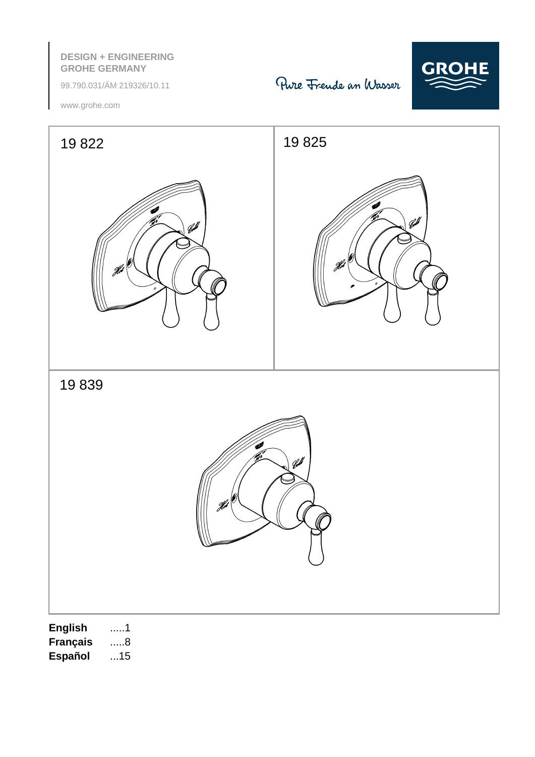DESIGN + ENGINEERING
GROHE GERMANY

99.790.031/ÄM 219326/10.11

www.grohe.com

Pure Freude an Wasser

GROHE

19 822

19 825

19 839

**English** .....1
**Français** .....8
**Español** ...15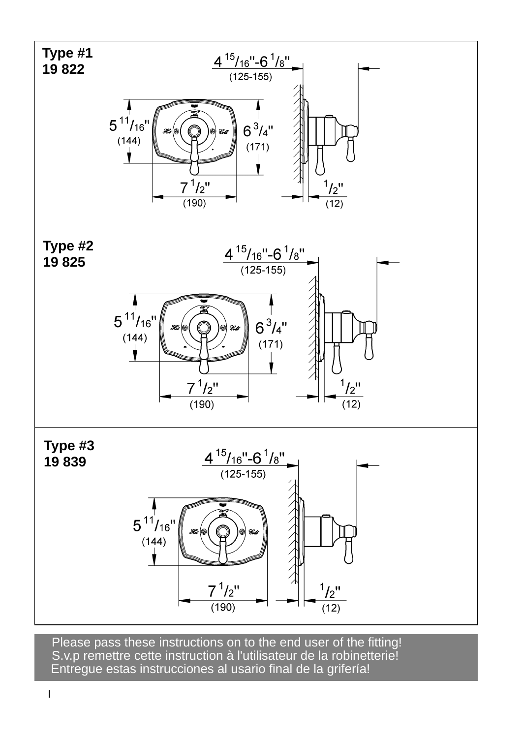**Type #1**
**19 822**

$4\ ^{15}/_{16}$"-$6\ ^{1}/_{8}$"
(125-155)

$5\ ^{11}/_{16}$"
(144)

$6\ ^{3}/_{4}$"
(171)

$7\ ^{1}/_{2}$"
(190)

$^{1}/_{2}$"
(12)

**Type #2**
**19 825**

$4\ ^{15}/_{16}$"-$6\ ^{1}/_{8}$"
(125-155)

$5\ ^{11}/_{16}$"
(144)

$6\ ^{3}/_{4}$"
(171)

$7\ ^{1}/_{2}$"
(190)

$^{1}/_{2}$"
(12)

**Type #3**
**19 839**

$4\ ^{15}/_{16}$"-$6\ ^{1}/_{8}$"
(125-155)

$5\ ^{11}/_{16}$"
(144)

$7\ ^{1}/_{2}$"
(190)

$^{1}/_{2}$"
(12)

Please pass these instructions on to the end user of the fitting!
S.v.p remettre cette instruction à l'utilisateur de la robinetterie!
Entregue estas instrucciones al usario final de la grifería!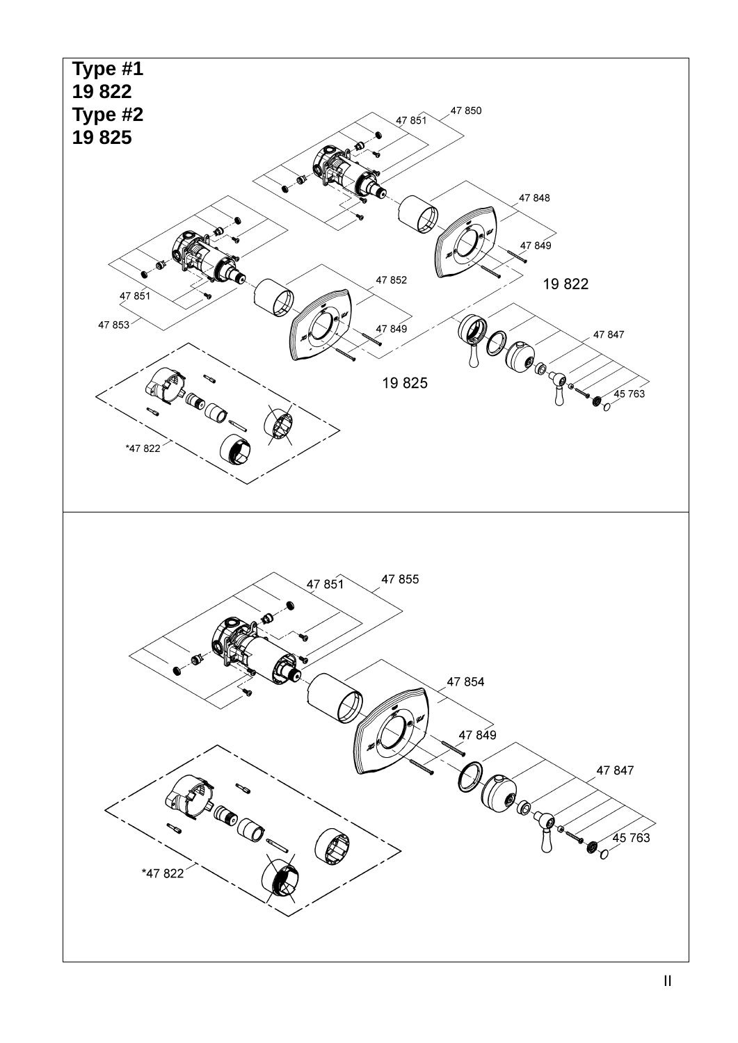**Type #1**
**19 822**
**Type #2**
**19 825**

47 850
47 851
47 848
47 849
19 822
47 852
47 851
47 853
47 849
47 847
19 825
45 763
*47 822

47 851
47 855
47 854
47 849
47 847
45 763
*47 822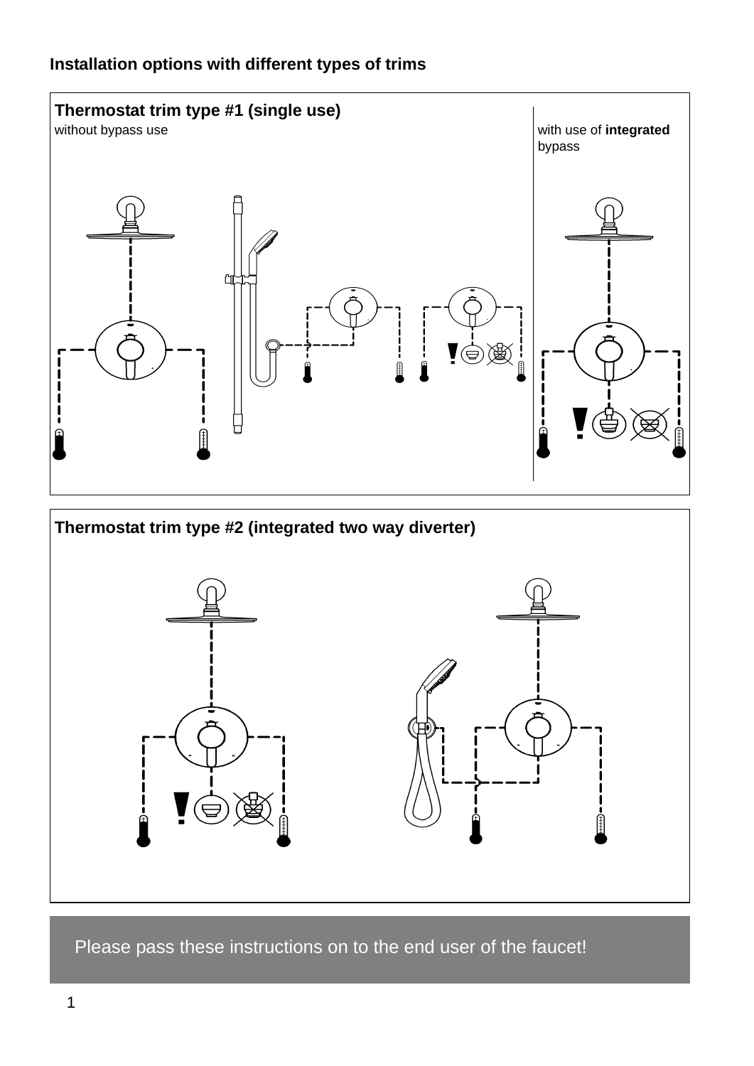## Installation options with different types of trims

### Thermostat trim type #1 (single use)

without bypass use

with use of **integrated** bypass

### Thermostat trim type #2 (integrated two way diverter)

Please pass these instructions on to the end user of the faucet!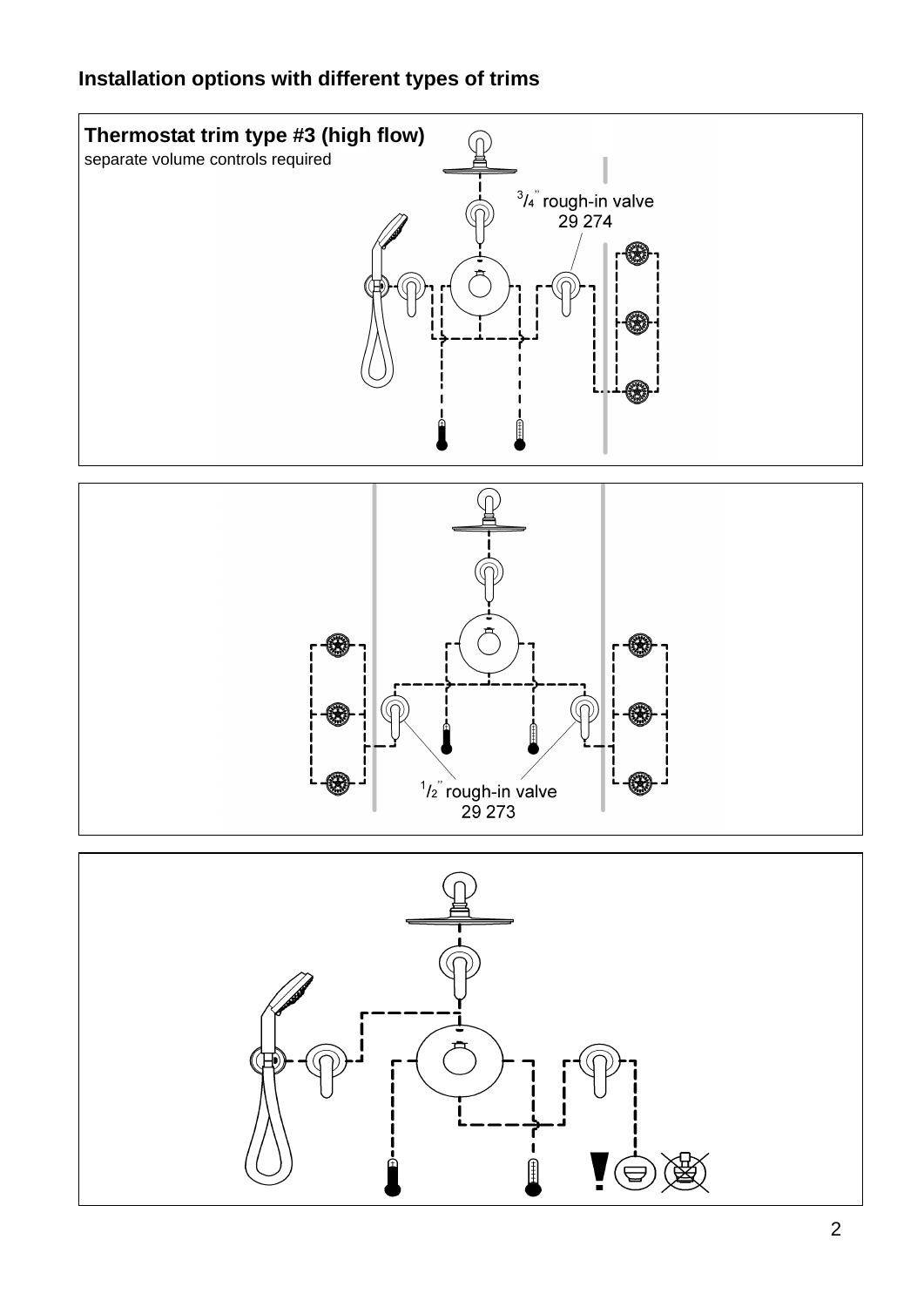## Installation options with different types of trims

**Thermostat trim type #3 (high flow)**

separate volume controls required

$^{3}/_{4}$" rough-in valve
29 274

$^{1}/_{2}$" rough-in valve
29 273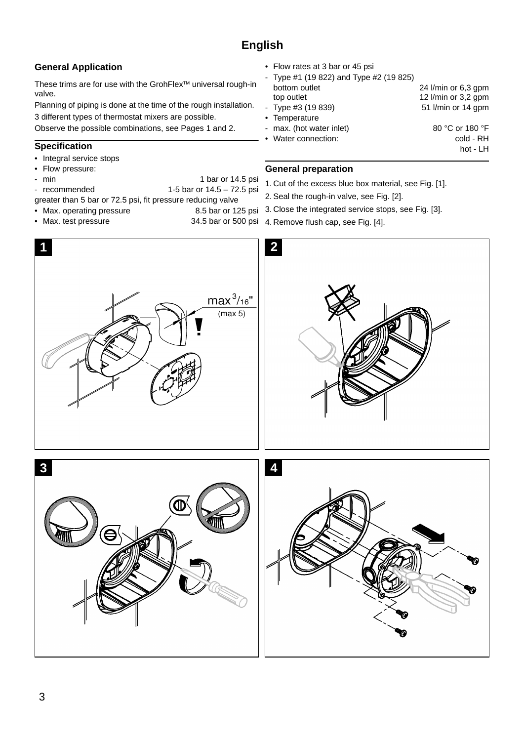# English

## General Application

These trims are for use with the GrohFlex™ universal rough-in valve.

Planning of piping is done at the time of the rough installation.

3 different types of thermostat mixers are possible.

Observe the possible combinations, see Pages 1 and 2.

## Specification

- Integral service stops
- Flow pressure:
  - min — 1 bar or 14.5 psi
  - recommended — 1-5 bar or 14.5 – 72.5 psi

greater than 5 bar or 72.5 psi, fit pressure reducing valve

- Max. operating pressure — 8.5 bar or 125 psi
- Max. test pressure — 34.5 bar or 500 psi
- Flow rates at 3 bar or 45 psi
  - Type #1 (19 822) and Type #2 (19 825)
    - bottom outlet — 24 l/min or 6,3 gpm
    - top outlet — 12 l/min or 3,2 gpm
  - Type #3 (19 839) — 51 l/min or 14 gpm
- Temperature
  - max. (hot water inlet) — 80 °C or 180 °F
- Water connection: — cold - RH, hot - LH

## General preparation

1. Cut of the excess blue box material, see Fig. [1].
2. Seal the rough-in valve, see Fig. [2].
3. Close the integrated service stops, see Fig. [3].
4. Remove flush cap, see Fig. [4].

1

max 3/16" (max 5)

2

3

4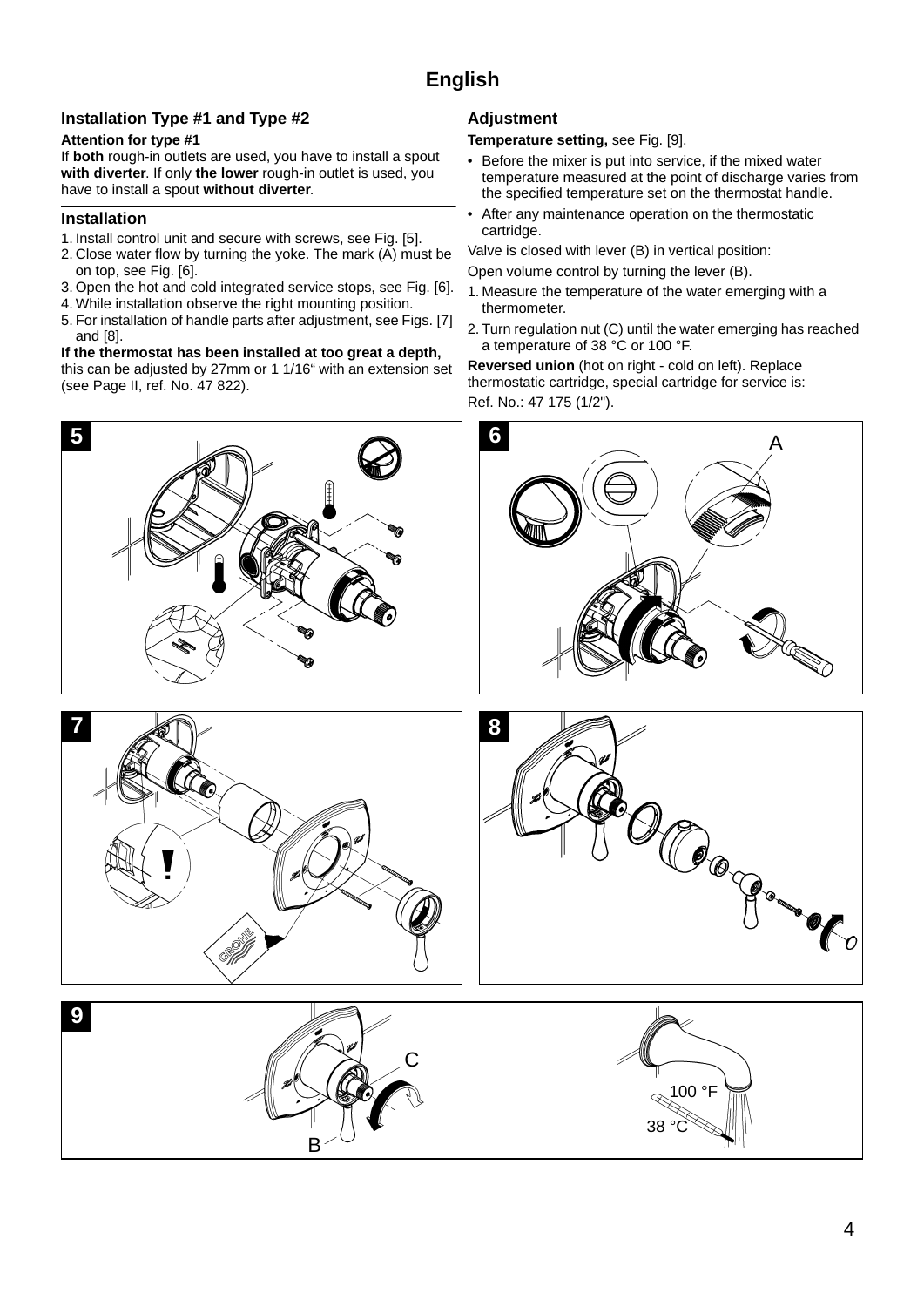# English

## Installation Type #1 and Type #2

**Attention for type #1**

If **both** rough-in outlets are used, you have to install a spout **with diverter**. If only **the lower** rough-in outlet is used, you have to install a spout **without diverter**.

## Installation

1. Install control unit and secure with screws, see Fig. [5].
2. Close water flow by turning the yoke. The mark (A) must be on top, see Fig. [6].
3. Open the hot and cold integrated service stops, see Fig. [6].
4. While installation observe the right mounting position.
5. For installation of handle parts after adjustment, see Figs. [7] and [8].

**If the thermostat has been installed at too great a depth,** this can be adjusted by 27mm or 1 1/16" with an extension set (see Page II, ref. No. 47 822).

## Adjustment

**Temperature setting,** see Fig. [9].

- Before the mixer is put into service, if the mixed water temperature measured at the point of discharge varies from the specified temperature set on the thermostat handle.
- After any maintenance operation on the thermostatic cartridge.

Valve is closed with lever (B) in vertical position:

Open volume control by turning the lever (B).

1. Measure the temperature of the water emerging with a thermometer.
2. Turn regulation nut (C) until the water emerging has reached a temperature of 38 °C or 100 °F.

**Reversed union** (hot on right - cold on left). Replace thermostatic cartridge, special cartridge for service is:

Ref. No.: 47 175 (1/2").

5

6

A

7

8

9

C

B

100 °F

38 °C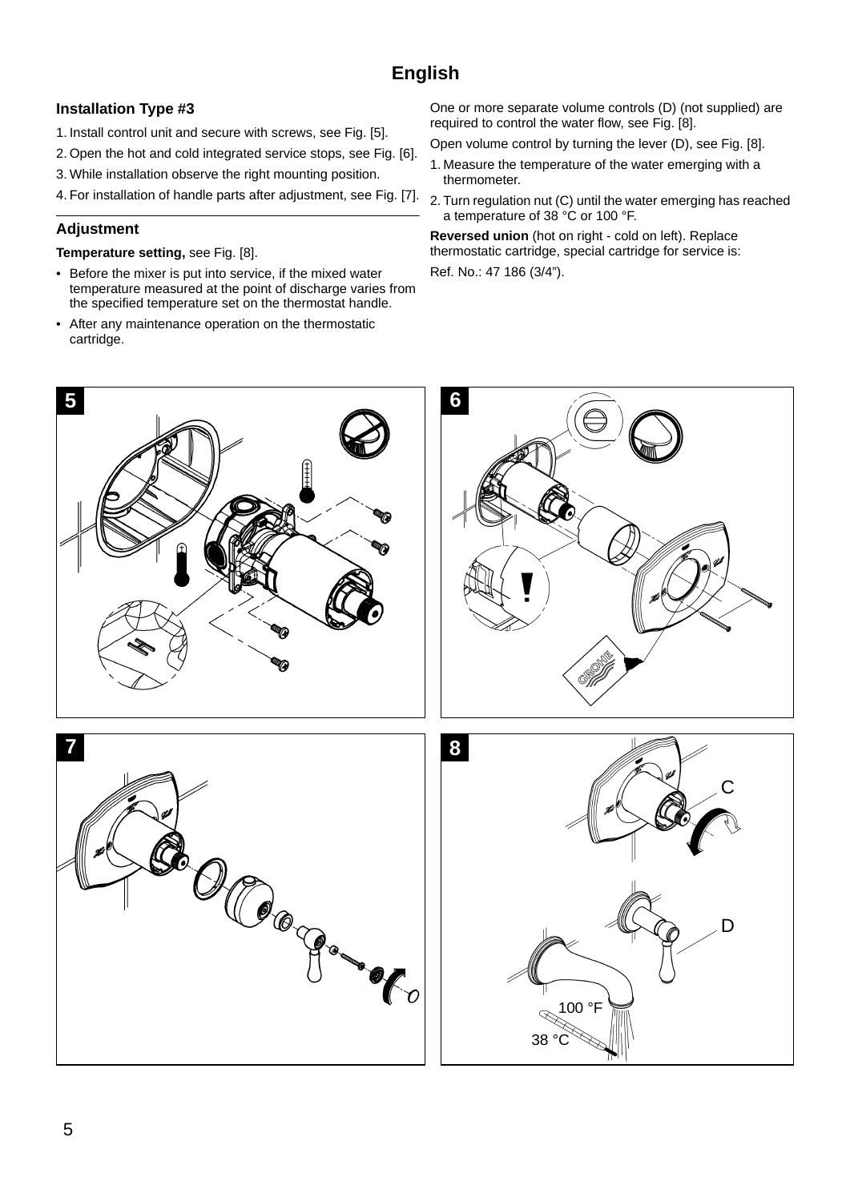# English

### Installation Type #3

1. Install control unit and secure with screws, see Fig. [5].
2. Open the hot and cold integrated service stops, see Fig. [6].
3. While installation observe the right mounting position.
4. For installation of handle parts after adjustment, see Fig. [7].

### Adjustment

**Temperature setting,** see Fig. [8].

- Before the mixer is put into service, if the mixed water temperature measured at the point of discharge varies from the specified temperature set on the thermostat handle.
- After any maintenance operation on the thermostatic cartridge.

One or more separate volume controls (D) (not supplied) are required to control the water flow, see Fig. [8].

Open volume control by turning the lever (D), see Fig. [8].

1. Measure the temperature of the water emerging with a thermometer.
2. Turn regulation nut (C) until the water emerging has reached a temperature of 38 °C or 100 °F.

**Reversed union** (hot on right - cold on left). Replace thermostatic cartridge, special cartridge for service is:

Ref. No.: 47 186 (3/4").

5

6

7

8

C

D

100 °F

38 °C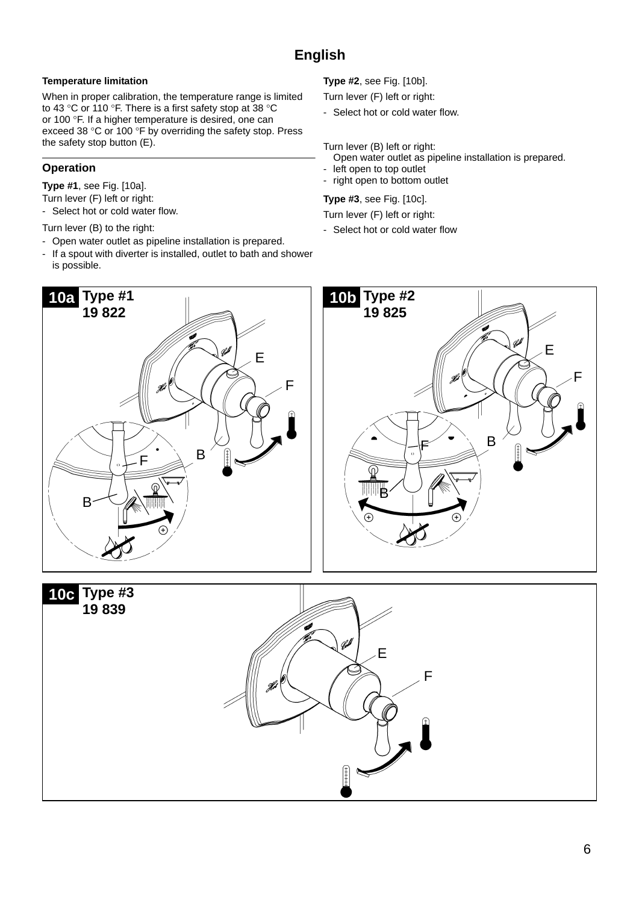# English

**Temperature limitation**

When in proper calibration, the temperature range is limited to 43 °C or 110 °F. There is a first safety stop at 38 °C or 100 °F. If a higher temperature is desired, one can exceed 38 °C or 100 °F by overriding the safety stop. Press the safety stop button (E).

## Operation

**Type #1**, see Fig. [10a].

Turn lever (F) left or right:

- Select hot or cold water flow.

Turn lever (B) to the right:

- Open water outlet as pipeline installation is prepared.
- If a spout with diverter is installed, outlet to bath and shower is possible.

**Type #2**, see Fig. [10b].

Turn lever (F) left or right:

- Select hot or cold water flow.

Turn lever (B) left or right:

Open water outlet as pipeline installation is prepared.

- left open to top outlet
- right open to bottom outlet

**Type #3**, see Fig. [10c].

Turn lever (F) left or right:

- Select hot or cold water flow

**10a** Type #1 19 822

**10b** Type #2 19 825

**10c** Type #3 19 839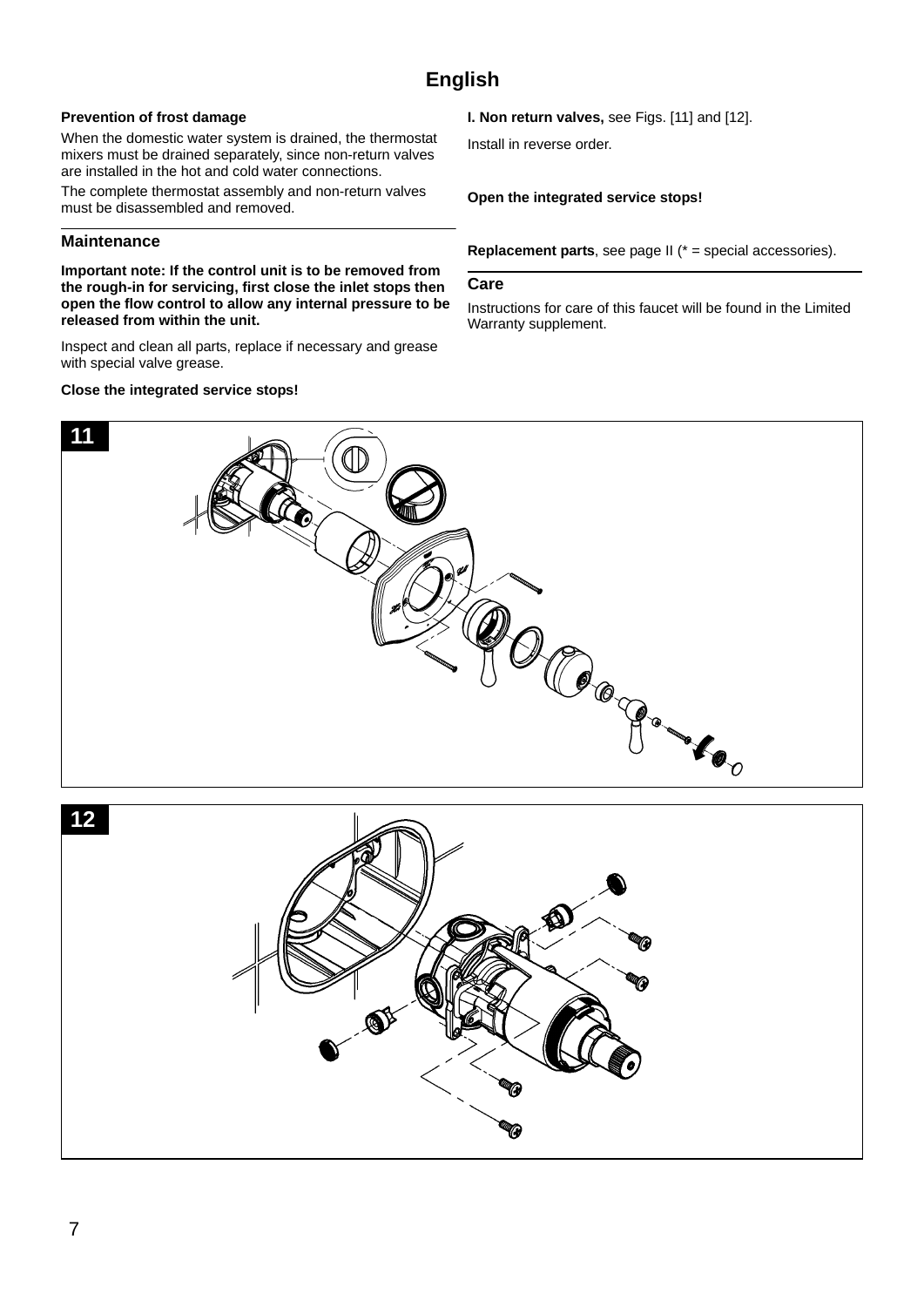# English

**Prevention of frost damage**

When the domestic water system is drained, the thermostat mixers must be drained separately, since non-return valves are installed in the hot and cold water connections.

The complete thermostat assembly and non-return valves must be disassembled and removed.

## Maintenance

**Important note: If the control unit is to be removed from the rough-in for servicing, first close the inlet stops then open the flow control to allow any internal pressure to be released from within the unit.**

Inspect and clean all parts, replace if necessary and grease with special valve grease.

**Close the integrated service stops!**

**I. Non return valves,** see Figs. [11] and [12].

Install in reverse order.

**Open the integrated service stops!**

**Replacement parts**, see page II (* = special accessories).

## Care

Instructions for care of this faucet will be found in the Limited Warranty supplement.

11

12